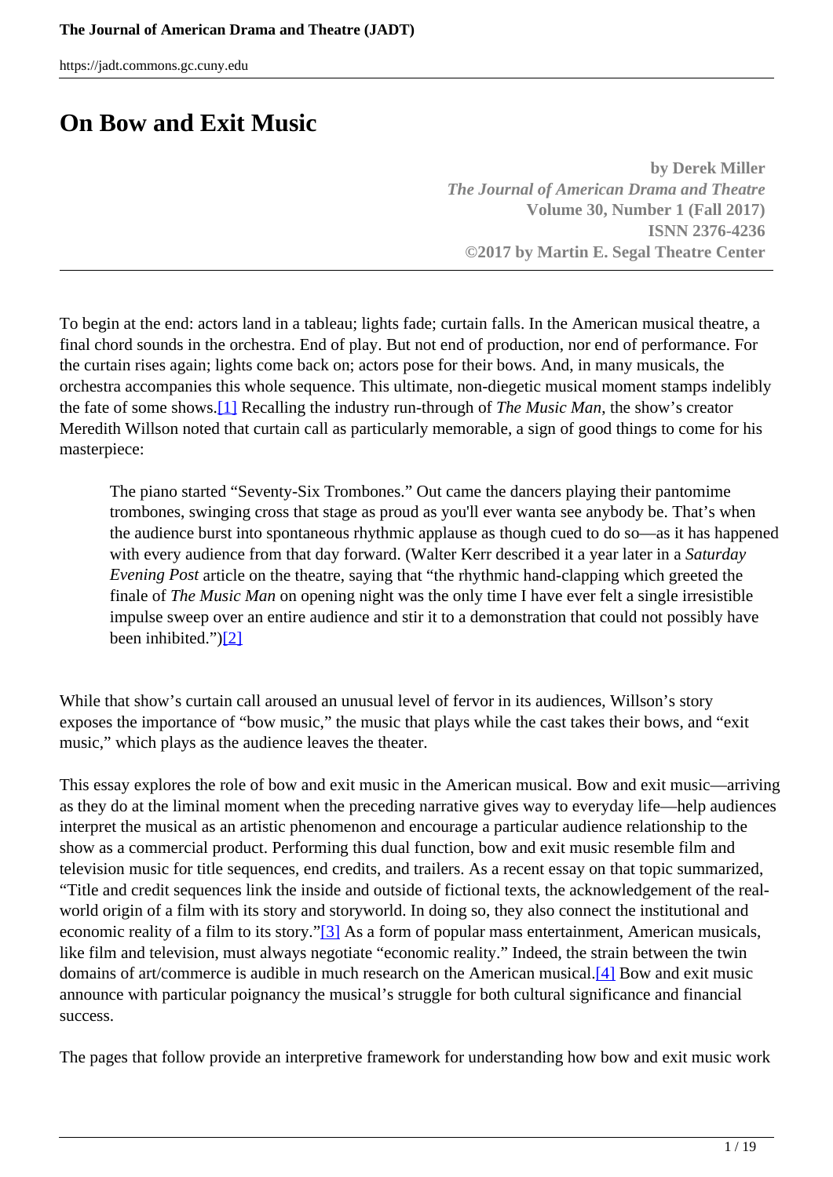# On Bow and Exit Music

**by Derek Miller**
***The Journal of American Drama and Theatre***
**Volume 30, Number 1 (Fall 2017)**
**ISNN 2376-4236**
**©2017 by Martin E. Segal Theatre Center**

To begin at the end: actors land in a tableau; lights fade; curtain falls. In the American musical theatre, a final chord sounds in the orchestra. End of play. But not end of production, nor end of performance. For the curtain rises again; lights come back on; actors pose for their bows. And, in many musicals, the orchestra accompanies this whole sequence. This ultimate, non-diegetic musical moment stamps indelibly the fate of some shows.[1] Recalling the industry run-through of *The Music Man*, the show's creator Meredith Willson noted that curtain call as particularly memorable, a sign of good things to come for his masterpiece:

> The piano started "Seventy-Six Trombones." Out came the dancers playing their pantomime trombones, swinging cross that stage as proud as you'll ever wanta see anybody be. That's when the audience burst into spontaneous rhythmic applause as though cued to do so—as it has happened with every audience from that day forward. (Walter Kerr described it a year later in a *Saturday Evening Post* article on the theatre, saying that "the rhythmic hand-clapping which greeted the finale of *The Music Man* on opening night was the only time I have ever felt a single irresistible impulse sweep over an entire audience and stir it to a demonstration that could not possibly have been inhibited.")[2]

While that show's curtain call aroused an unusual level of fervor in its audiences, Willson's story exposes the importance of "bow music," the music that plays while the cast takes their bows, and "exit music," which plays as the audience leaves the theater.

This essay explores the role of bow and exit music in the American musical. Bow and exit music—arriving as they do at the liminal moment when the preceding narrative gives way to everyday life—help audiences interpret the musical as an artistic phenomenon and encourage a particular audience relationship to the show as a commercial product. Performing this dual function, bow and exit music resemble film and television music for title sequences, end credits, and trailers. As a recent essay on that topic summarized, "Title and credit sequences link the inside and outside of fictional texts, the acknowledgement of the real-world origin of a film with its story and storyworld. In doing so, they also connect the institutional and economic reality of a film to its story."[3] As a form of popular mass entertainment, American musicals, like film and television, must always negotiate "economic reality." Indeed, the strain between the twin domains of art/commerce is audible in much research on the American musical.[4] Bow and exit music announce with particular poignancy the musical's struggle for both cultural significance and financial success.

The pages that follow provide an interpretive framework for understanding how bow and exit music work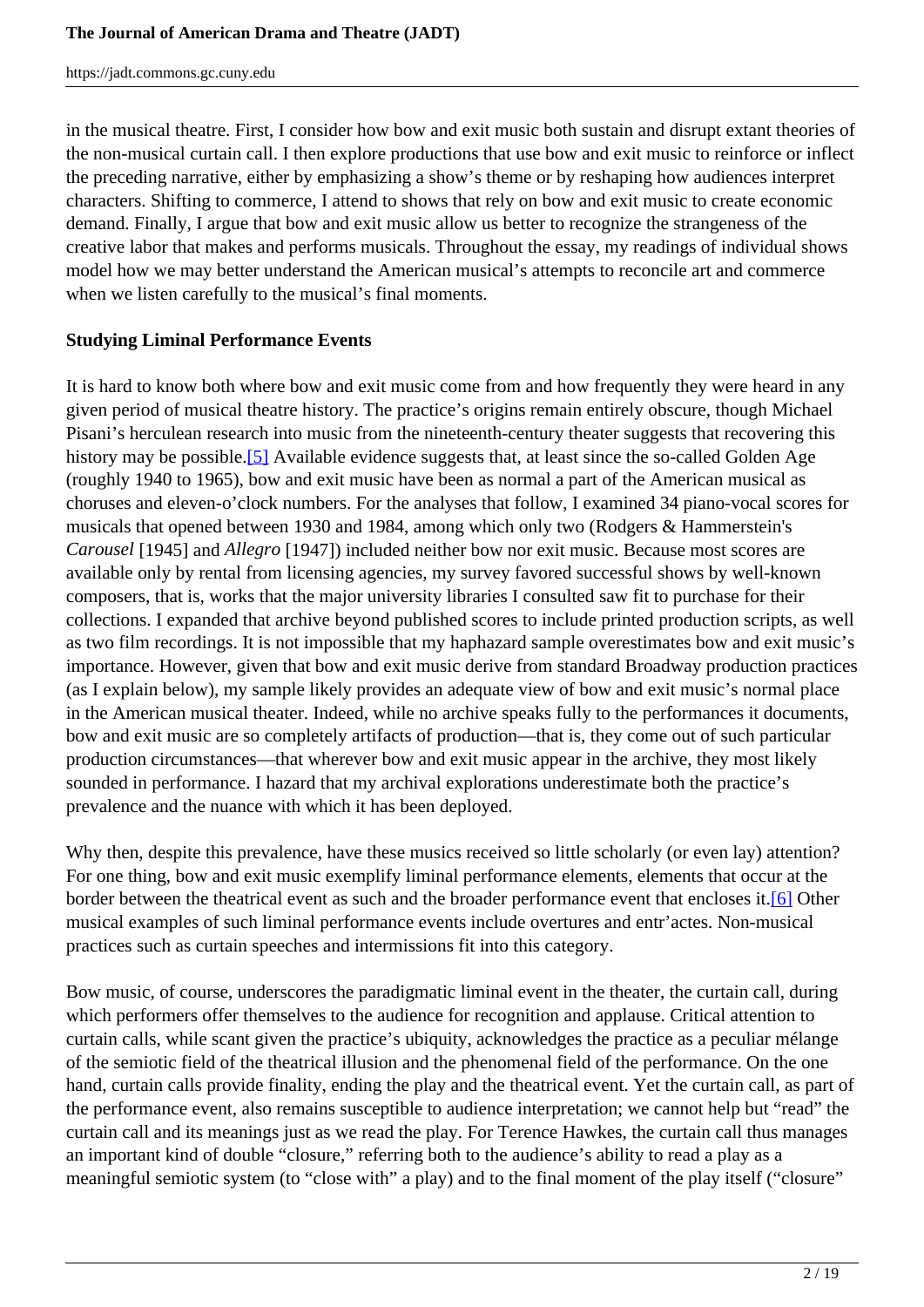in the musical theatre. First, I consider how bow and exit music both sustain and disrupt extant theories of the non-musical curtain call. I then explore productions that use bow and exit music to reinforce or inflect the preceding narrative, either by emphasizing a show's theme or by reshaping how audiences interpret characters. Shifting to commerce, I attend to shows that rely on bow and exit music to create economic demand. Finally, I argue that bow and exit music allow us better to recognize the strangeness of the creative labor that makes and performs musicals. Throughout the essay, my readings of individual shows model how we may better understand the American musical's attempts to reconcile art and commerce when we listen carefully to the musical's final moments.

**Studying Liminal Performance Events**

It is hard to know both where bow and exit music come from and how frequently they were heard in any given period of musical theatre history. The practice's origins remain entirely obscure, though Michael Pisani's herculean research into music from the nineteenth-century theater suggests that recovering this history may be possible.[5] Available evidence suggests that, at least since the so-called Golden Age (roughly 1940 to 1965), bow and exit music have been as normal a part of the American musical as choruses and eleven-o'clock numbers. For the analyses that follow, I examined 34 piano-vocal scores for musicals that opened between 1930 and 1984, among which only two (Rodgers & Hammerstein's *Carousel* [1945] and *Allegro* [1947]) included neither bow nor exit music. Because most scores are available only by rental from licensing agencies, my survey favored successful shows by well-known composers, that is, works that the major university libraries I consulted saw fit to purchase for their collections. I expanded that archive beyond published scores to include printed production scripts, as well as two film recordings. It is not impossible that my haphazard sample overestimates bow and exit music's importance. However, given that bow and exit music derive from standard Broadway production practices (as I explain below), my sample likely provides an adequate view of bow and exit music's normal place in the American musical theater. Indeed, while no archive speaks fully to the performances it documents, bow and exit music are so completely artifacts of production—that is, they come out of such particular production circumstances—that wherever bow and exit music appear in the archive, they most likely sounded in performance. I hazard that my archival explorations underestimate both the practice's prevalence and the nuance with which it has been deployed.

Why then, despite this prevalence, have these musics received so little scholarly (or even lay) attention? For one thing, bow and exit music exemplify liminal performance elements, elements that occur at the border between the theatrical event as such and the broader performance event that encloses it.[6] Other musical examples of such liminal performance events include overtures and entr'actes. Non-musical practices such as curtain speeches and intermissions fit into this category.

Bow music, of course, underscores the paradigmatic liminal event in the theater, the curtain call, during which performers offer themselves to the audience for recognition and applause. Critical attention to curtain calls, while scant given the practice's ubiquity, acknowledges the practice as a peculiar mélange of the semiotic field of the theatrical illusion and the phenomenal field of the performance. On the one hand, curtain calls provide finality, ending the play and the theatrical event. Yet the curtain call, as part of the performance event, also remains susceptible to audience interpretation; we cannot help but "read" the curtain call and its meanings just as we read the play. For Terence Hawkes, the curtain call thus manages an important kind of double "closure," referring both to the audience's ability to read a play as a meaningful semiotic system (to "close with" a play) and to the final moment of the play itself ("closure"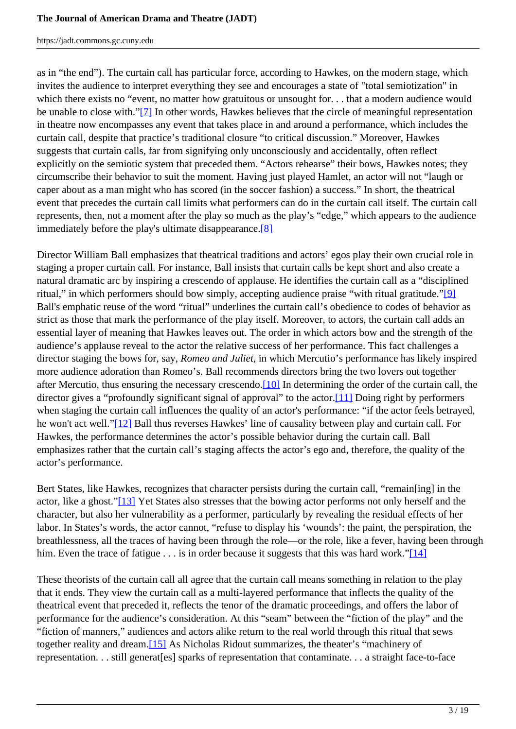as in "the end"). The curtain call has particular force, according to Hawkes, on the modern stage, which invites the audience to interpret everything they see and encourages a state of "total semiotization" in which there exists no "event, no matter how gratuitous or unsought for. . . that a modern audience would be unable to close with."[7] In other words, Hawkes believes that the circle of meaningful representation in theatre now encompasses any event that takes place in and around a performance, which includes the curtain call, despite that practice's traditional closure "to critical discussion." Moreover, Hawkes suggests that curtain calls, far from signifying only unconsciously and accidentally, often reflect explicitly on the semiotic system that preceded them. "Actors rehearse" their bows, Hawkes notes; they circumscribe their behavior to suit the moment. Having just played Hamlet, an actor will not "laugh or caper about as a man might who has scored (in the soccer fashion) a success." In short, the theatrical event that precedes the curtain call limits what performers can do in the curtain call itself. The curtain call represents, then, not a moment after the play so much as the play's "edge," which appears to the audience immediately before the play's ultimate disappearance.[8]

Director William Ball emphasizes that theatrical traditions and actors' egos play their own crucial role in staging a proper curtain call. For instance, Ball insists that curtain calls be kept short and also create a natural dramatic arc by inspiring a crescendo of applause. He identifies the curtain call as a "disciplined ritual," in which performers should bow simply, accepting audience praise "with ritual gratitude."[9] Ball's emphatic reuse of the word "ritual" underlines the curtain call's obedience to codes of behavior as strict as those that mark the performance of the play itself. Moreover, to actors, the curtain call adds an essential layer of meaning that Hawkes leaves out. The order in which actors bow and the strength of the audience's applause reveal to the actor the relative success of her performance. This fact challenges a director staging the bows for, say, *Romeo and Juliet*, in which Mercutio's performance has likely inspired more audience adoration than Romeo's. Ball recommends directors bring the two lovers out together after Mercutio, thus ensuring the necessary crescendo.[10] In determining the order of the curtain call, the director gives a "profoundly significant signal of approval" to the actor.[11] Doing right by performers when staging the curtain call influences the quality of an actor's performance: "if the actor feels betrayed, he won't act well."[12] Ball thus reverses Hawkes' line of causality between play and curtain call. For Hawkes, the performance determines the actor's possible behavior during the curtain call. Ball emphasizes rather that the curtain call's staging affects the actor's ego and, therefore, the quality of the actor's performance.

Bert States, like Hawkes, recognizes that character persists during the curtain call, "remain[ing] in the actor, like a ghost."[13] Yet States also stresses that the bowing actor performs not only herself and the character, but also her vulnerability as a performer, particularly by revealing the residual effects of her labor. In States's words, the actor cannot, "refuse to display his 'wounds': the paint, the perspiration, the breathlessness, all the traces of having been through the role—or the role, like a fever, having been through him. Even the trace of fatigue . . . is in order because it suggests that this was hard work."[14]

These theorists of the curtain call all agree that the curtain call means something in relation to the play that it ends. They view the curtain call as a multi-layered performance that inflects the quality of the theatrical event that preceded it, reflects the tenor of the dramatic proceedings, and offers the labor of performance for the audience's consideration. At this "seam" between the "fiction of the play" and the "fiction of manners," audiences and actors alike return to the real world through this ritual that sews together reality and dream.[15] As Nicholas Ridout summarizes, the theater's "machinery of representation. . . still generat[es] sparks of representation that contaminate. . . a straight face-to-face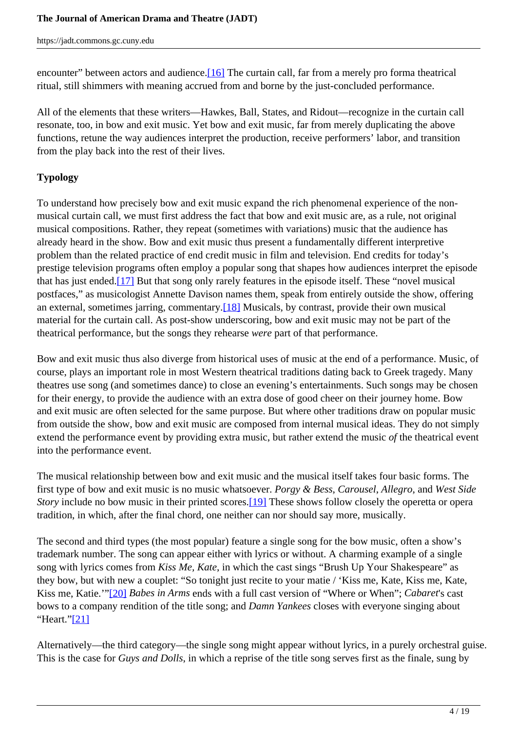encounter" between actors and audience.[16] The curtain call, far from a merely pro forma theatrical ritual, still shimmers with meaning accrued from and borne by the just-concluded performance.

All of the elements that these writers—Hawkes, Ball, States, and Ridout—recognize in the curtain call resonate, too, in bow and exit music. Yet bow and exit music, far from merely duplicating the above functions, retune the way audiences interpret the production, receive performers' labor, and transition from the play back into the rest of their lives.

**Typology**

To understand how precisely bow and exit music expand the rich phenomenal experience of the non-musical curtain call, we must first address the fact that bow and exit music are, as a rule, not original musical compositions. Rather, they repeat (sometimes with variations) music that the audience has already heard in the show. Bow and exit music thus present a fundamentally different interpretive problem than the related practice of end credit music in film and television. End credits for today's prestige television programs often employ a popular song that shapes how audiences interpret the episode that has just ended.[17] But that song only rarely features in the episode itself. These "novel musical postfaces," as musicologist Annette Davison names them, speak from entirely outside the show, offering an external, sometimes jarring, commentary.[18] Musicals, by contrast, provide their own musical material for the curtain call. As post-show underscoring, bow and exit music may not be part of the theatrical performance, but the songs they rehearse *were* part of that performance.

Bow and exit music thus also diverge from historical uses of music at the end of a performance. Music, of course, plays an important role in most Western theatrical traditions dating back to Greek tragedy. Many theatres use song (and sometimes dance) to close an evening's entertainments. Such songs may be chosen for their energy, to provide the audience with an extra dose of good cheer on their journey home. Bow and exit music are often selected for the same purpose. But where other traditions draw on popular music from outside the show, bow and exit music are composed from internal musical ideas. They do not simply extend the performance event by providing extra music, but rather extend the music *of* the theatrical event into the performance event.

The musical relationship between bow and exit music and the musical itself takes four basic forms. The first type of bow and exit music is no music whatsoever. *Porgy & Bess*, *Carousel*, *Allegro*, and *West Side Story* include no bow music in their printed scores.[19] These shows follow closely the operetta or opera tradition, in which, after the final chord, one neither can nor should say more, musically.

The second and third types (the most popular) feature a single song for the bow music, often a show's trademark number. The song can appear either with lyrics or without. A charming example of a single song with lyrics comes from *Kiss Me, Kate*, in which the cast sings "Brush Up Your Shakespeare" as they bow, but with new a couplet: "So tonight just recite to your matie / 'Kiss me, Kate, Kiss me, Kate, Kiss me, Katie.'"[20] *Babes in Arms* ends with a full cast version of "Where or When"; *Cabaret*'s cast bows to a company rendition of the title song; and *Damn Yankees* closes with everyone singing about "Heart."[21]

Alternatively—the third category—the single song might appear without lyrics, in a purely orchestral guise. This is the case for *Guys and Dolls*, in which a reprise of the title song serves first as the finale, sung by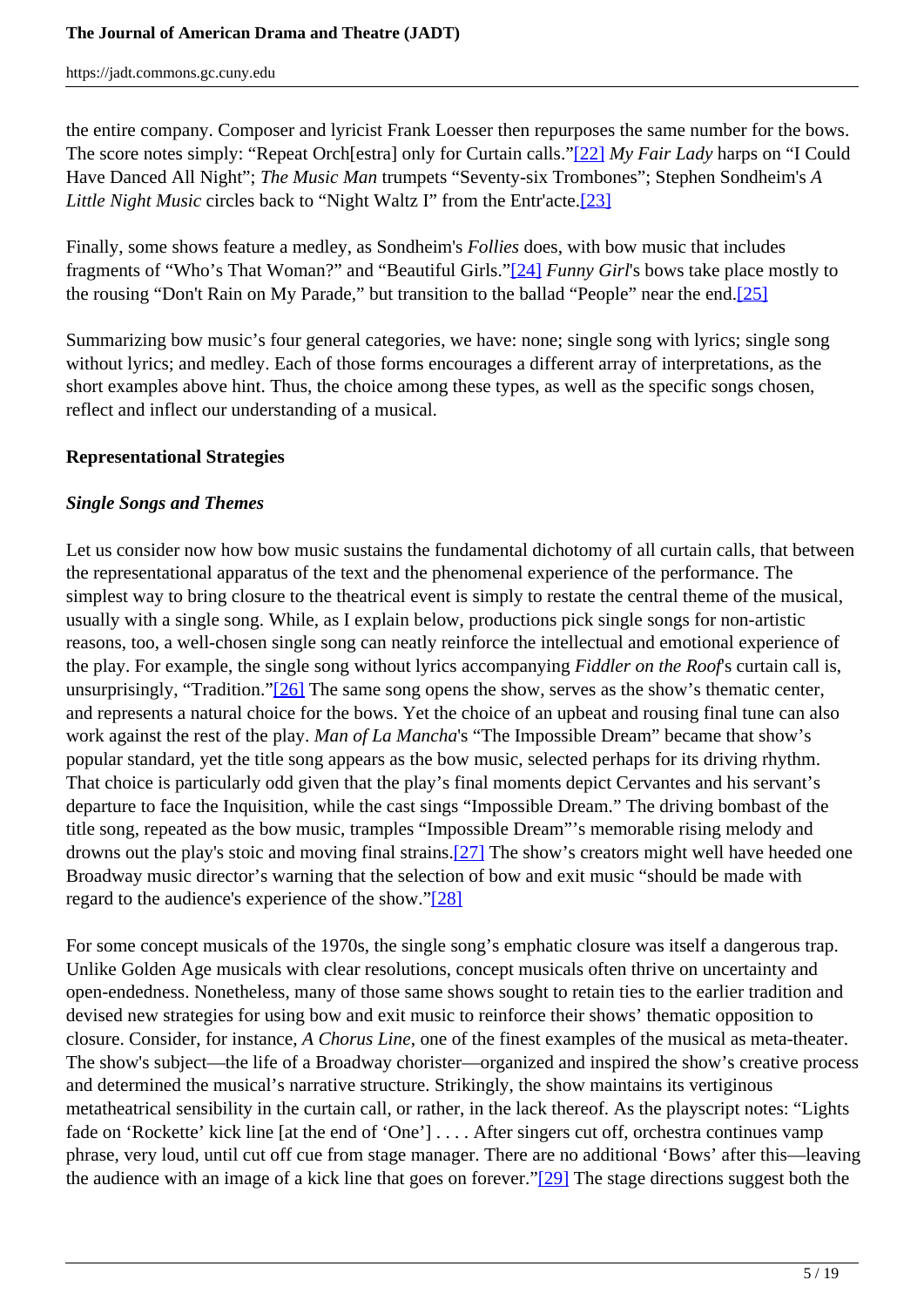the entire company. Composer and lyricist Frank Loesser then repurposes the same number for the bows. The score notes simply: “Repeat Orch[estra] only for Curtain calls.”[22] *My Fair Lady* harps on “I Could Have Danced All Night”; *The Music Man* trumpets “Seventy-six Trombones”; Stephen Sondheim's *A Little Night Music* circles back to “Night Waltz I” from the Entr'acte.[23]

Finally, some shows feature a medley, as Sondheim's *Follies* does, with bow music that includes fragments of “Who’s That Woman?” and “Beautiful Girls.”[24] *Funny Girl*'s bows take place mostly to the rousing “Don't Rain on My Parade,” but transition to the ballad “People” near the end.[25]

Summarizing bow music’s four general categories, we have: none; single song with lyrics; single song without lyrics; and medley. Each of those forms encourages a different array of interpretations, as the short examples above hint. Thus, the choice among these types, as well as the specific songs chosen, reflect and inflect our understanding of a musical.

**Representational Strategies**

***Single Songs and Themes***

Let us consider now how bow music sustains the fundamental dichotomy of all curtain calls, that between the representational apparatus of the text and the phenomenal experience of the performance. The simplest way to bring closure to the theatrical event is simply to restate the central theme of the musical, usually with a single song. While, as I explain below, productions pick single songs for non-artistic reasons, too, a well-chosen single song can neatly reinforce the intellectual and emotional experience of the play. For example, the single song without lyrics accompanying *Fiddler on the Roof*'s curtain call is, unsurprisingly, “Tradition.”[26] The same song opens the show, serves as the show’s thematic center, and represents a natural choice for the bows. Yet the choice of an upbeat and rousing final tune can also work against the rest of the play. *Man of La Mancha*'s “The Impossible Dream” became that show’s popular standard, yet the title song appears as the bow music, selected perhaps for its driving rhythm. That choice is particularly odd given that the play’s final moments depict Cervantes and his servant’s departure to face the Inquisition, while the cast sings “Impossible Dream.” The driving bombast of the title song, repeated as the bow music, tramples “Impossible Dream”’s memorable rising melody and drowns out the play's stoic and moving final strains.[27] The show’s creators might well have heeded one Broadway music director’s warning that the selection of bow and exit music “should be made with regard to the audience's experience of the show.”[28]

For some concept musicals of the 1970s, the single song’s emphatic closure was itself a dangerous trap. Unlike Golden Age musicals with clear resolutions, concept musicals often thrive on uncertainty and open-endedness. Nonetheless, many of those same shows sought to retain ties to the earlier tradition and devised new strategies for using bow and exit music to reinforce their shows’ thematic opposition to closure. Consider, for instance, *A Chorus Line*, one of the finest examples of the musical as meta-theater. The show's subject—the life of a Broadway chorister—organized and inspired the show’s creative process and determined the musical’s narrative structure. Strikingly, the show maintains its vertiginous metatheatrical sensibility in the curtain call, or rather, in the lack thereof. As the playscript notes: “Lights fade on ‘Rockette’ kick line [at the end of ‘One’] . . . . After singers cut off, orchestra continues vamp phrase, very loud, until cut off cue from stage manager. There are no additional ‘Bows’ after this—leaving the audience with an image of a kick line that goes on forever.”[29] The stage directions suggest both the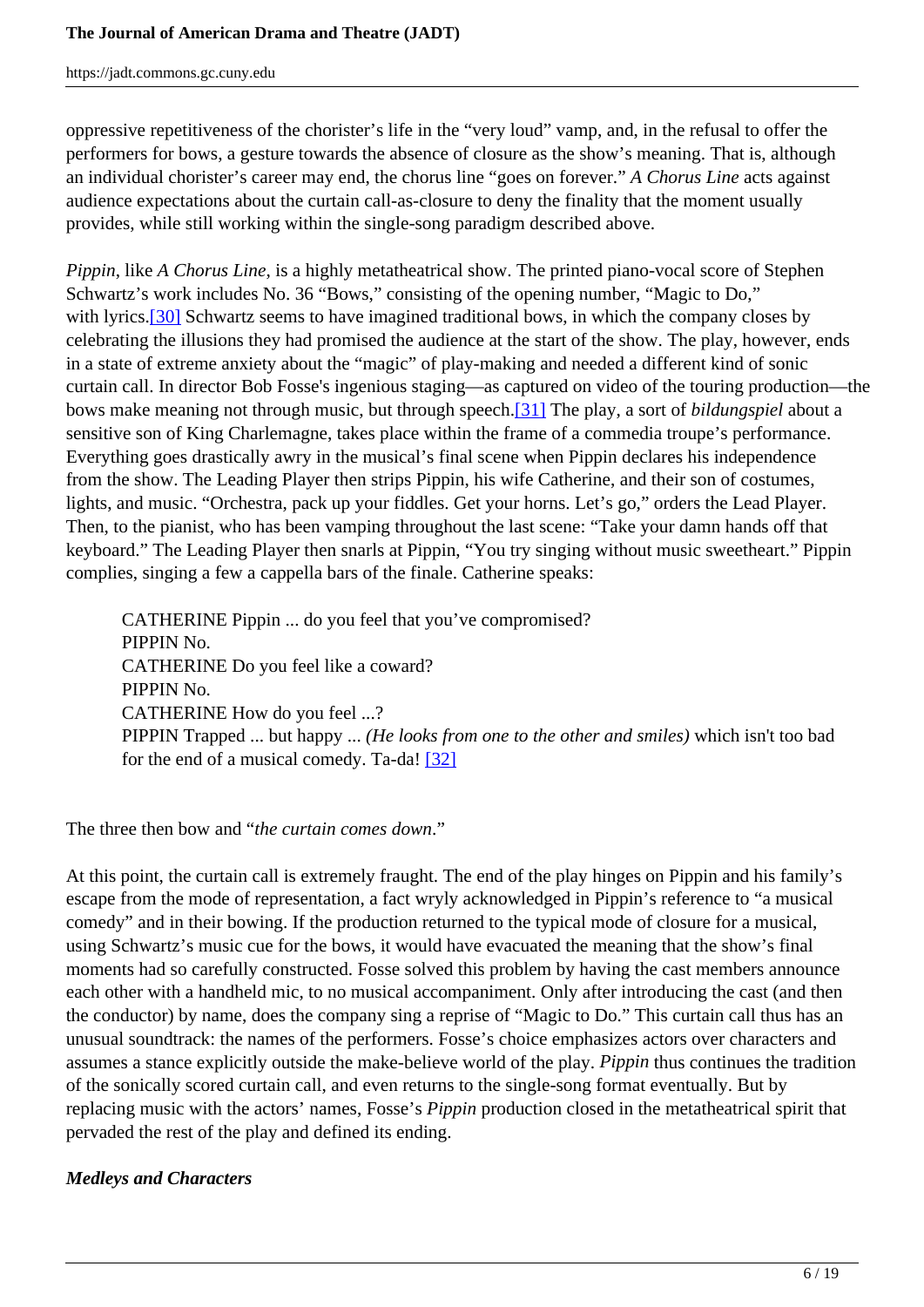oppressive repetitiveness of the chorister's life in the "very loud" vamp, and, in the refusal to offer the performers for bows, a gesture towards the absence of closure as the show's meaning. That is, although an individual chorister's career may end, the chorus line "goes on forever." *A Chorus Line* acts against audience expectations about the curtain call-as-closure to deny the finality that the moment usually provides, while still working within the single-song paradigm described above.

*Pippin*, like *A Chorus Line*, is a highly metatheatrical show. The printed piano-vocal score of Stephen Schwartz's work includes No. 36 "Bows," consisting of the opening number, "Magic to Do," with lyrics.[30] Schwartz seems to have imagined traditional bows, in which the company closes by celebrating the illusions they had promised the audience at the start of the show. The play, however, ends in a state of extreme anxiety about the "magic" of play-making and needed a different kind of sonic curtain call. In director Bob Fosse's ingenious staging—as captured on video of the touring production—the bows make meaning not through music, but through speech.[31] The play, a sort of *bildungspiel* about a sensitive son of King Charlemagne, takes place within the frame of a commedia troupe's performance. Everything goes drastically awry in the musical's final scene when Pippin declares his independence from the show. The Leading Player then strips Pippin, his wife Catherine, and their son of costumes, lights, and music. "Orchestra, pack up your fiddles. Get your horns. Let's go," orders the Lead Player. Then, to the pianist, who has been vamping throughout the last scene: "Take your damn hands off that keyboard." The Leading Player then snarls at Pippin, "You try singing without music sweetheart." Pippin complies, singing a few a cappella bars of the finale. Catherine speaks:

> CATHERINE Pippin ... do you feel that you've compromised?
> PIPPIN No.
> CATHERINE Do you feel like a coward?
> PIPPIN No.
> CATHERINE How do you feel ...?
> PIPPIN Trapped ... but happy ... *(He looks from one to the other and smiles)* which isn't too bad for the end of a musical comedy. Ta-da! [32]

The three then bow and "*the curtain comes down*."

At this point, the curtain call is extremely fraught. The end of the play hinges on Pippin and his family's escape from the mode of representation, a fact wryly acknowledged in Pippin's reference to "a musical comedy" and in their bowing. If the production returned to the typical mode of closure for a musical, using Schwartz's music cue for the bows, it would have evacuated the meaning that the show's final moments had so carefully constructed. Fosse solved this problem by having the cast members announce each other with a handheld mic, to no musical accompaniment. Only after introducing the cast (and then the conductor) by name, does the company sing a reprise of "Magic to Do." This curtain call thus has an unusual soundtrack: the names of the performers. Fosse's choice emphasizes actors over characters and assumes a stance explicitly outside the make-believe world of the play. *Pippin* thus continues the tradition of the sonically scored curtain call, and even returns to the single-song format eventually. But by replacing music with the actors' names, Fosse's *Pippin* production closed in the metatheatrical spirit that pervaded the rest of the play and defined its ending.

### ***Medleys and Characters***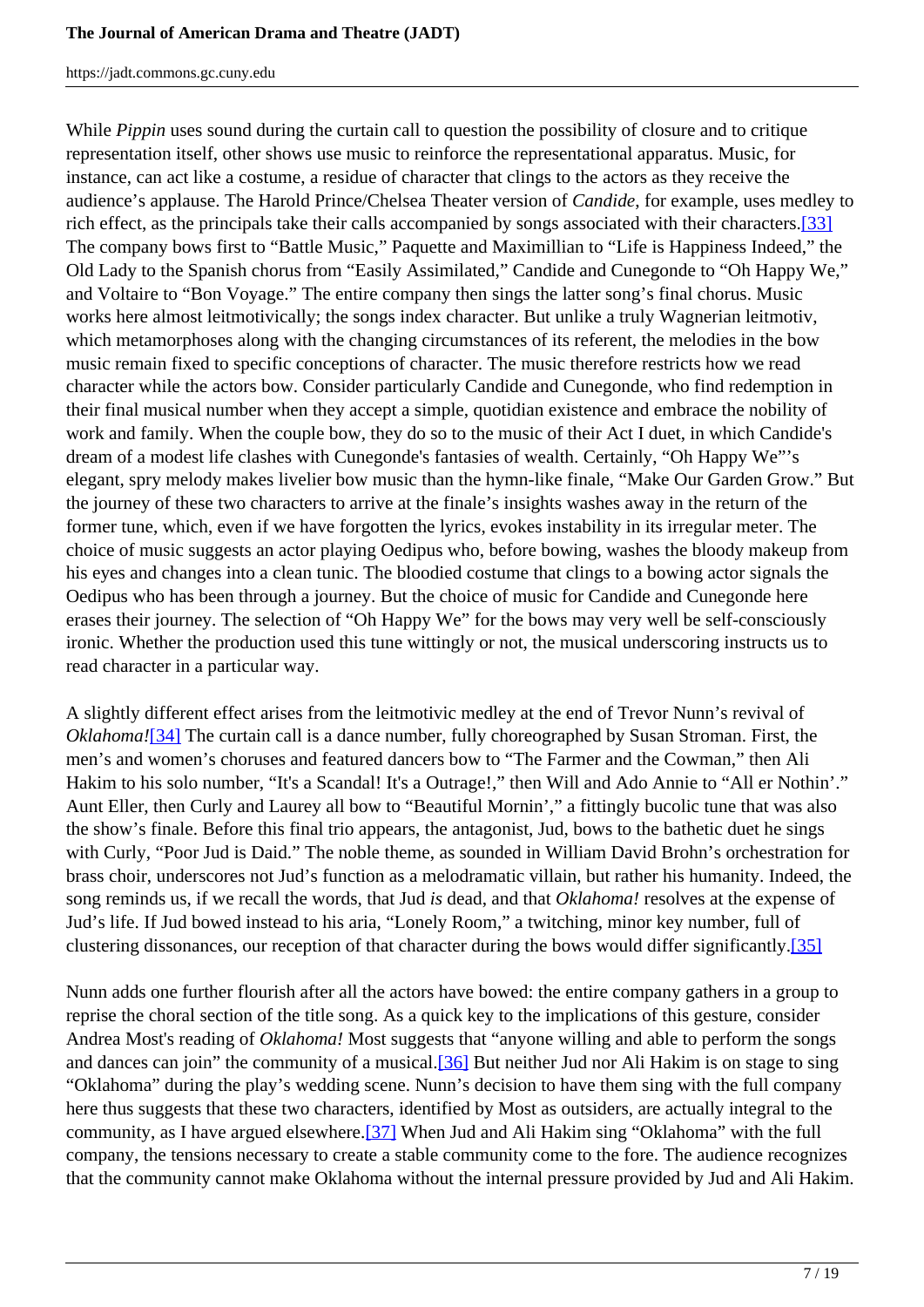While *Pippin* uses sound during the curtain call to question the possibility of closure and to critique representation itself, other shows use music to reinforce the representational apparatus. Music, for instance, can act like a costume, a residue of character that clings to the actors as they receive the audience's applause. The Harold Prince/Chelsea Theater version of *Candide*, for example, uses medley to rich effect, as the principals take their calls accompanied by songs associated with their characters.[33] The company bows first to "Battle Music," Paquette and Maximillian to "Life is Happiness Indeed," the Old Lady to the Spanish chorus from "Easily Assimilated," Candide and Cunegonde to "Oh Happy We," and Voltaire to "Bon Voyage." The entire company then sings the latter song's final chorus. Music works here almost leitmotivically; the songs index character. But unlike a truly Wagnerian leitmotiv, which metamorphoses along with the changing circumstances of its referent, the melodies in the bow music remain fixed to specific conceptions of character. The music therefore restricts how we read character while the actors bow. Consider particularly Candide and Cunegonde, who find redemption in their final musical number when they accept a simple, quotidian existence and embrace the nobility of work and family. When the couple bow, they do so to the music of their Act I duet, in which Candide's dream of a modest life clashes with Cunegonde's fantasies of wealth. Certainly, "Oh Happy We"'s elegant, spry melody makes livelier bow music than the hymn-like finale, "Make Our Garden Grow." But the journey of these two characters to arrive at the finale's insights washes away in the return of the former tune, which, even if we have forgotten the lyrics, evokes instability in its irregular meter. The choice of music suggests an actor playing Oedipus who, before bowing, washes the bloody makeup from his eyes and changes into a clean tunic. The bloodied costume that clings to a bowing actor signals the Oedipus who has been through a journey. But the choice of music for Candide and Cunegonde here erases their journey. The selection of "Oh Happy We" for the bows may very well be self-consciously ironic. Whether the production used this tune wittingly or not, the musical underscoring instructs us to read character in a particular way.

A slightly different effect arises from the leitmotivic medley at the end of Trevor Nunn's revival of *Oklahoma!*[34] The curtain call is a dance number, fully choreographed by Susan Stroman. First, the men's and women's choruses and featured dancers bow to "The Farmer and the Cowman," then Ali Hakim to his solo number, "It's a Scandal! It's a Outrage!," then Will and Ado Annie to "All er Nothin'." Aunt Eller, then Curly and Laurey all bow to "Beautiful Mornin'," a fittingly bucolic tune that was also the show's finale. Before this final trio appears, the antagonist, Jud, bows to the bathetic duet he sings with Curly, "Poor Jud is Daid." The noble theme, as sounded in William David Brohn's orchestration for brass choir, underscores not Jud's function as a melodramatic villain, but rather his humanity. Indeed, the song reminds us, if we recall the words, that Jud *is* dead, and that *Oklahoma!* resolves at the expense of Jud's life. If Jud bowed instead to his aria, "Lonely Room," a twitching, minor key number, full of clustering dissonances, our reception of that character during the bows would differ significantly.[35]

Nunn adds one further flourish after all the actors have bowed: the entire company gathers in a group to reprise the choral section of the title song. As a quick key to the implications of this gesture, consider Andrea Most's reading of *Oklahoma!* Most suggests that "anyone willing and able to perform the songs and dances can join" the community of a musical.[36] But neither Jud nor Ali Hakim is on stage to sing "Oklahoma" during the play's wedding scene. Nunn's decision to have them sing with the full company here thus suggests that these two characters, identified by Most as outsiders, are actually integral to the community, as I have argued elsewhere.[37] When Jud and Ali Hakim sing "Oklahoma" with the full company, the tensions necessary to create a stable community come to the fore. The audience recognizes that the community cannot make Oklahoma without the internal pressure provided by Jud and Ali Hakim.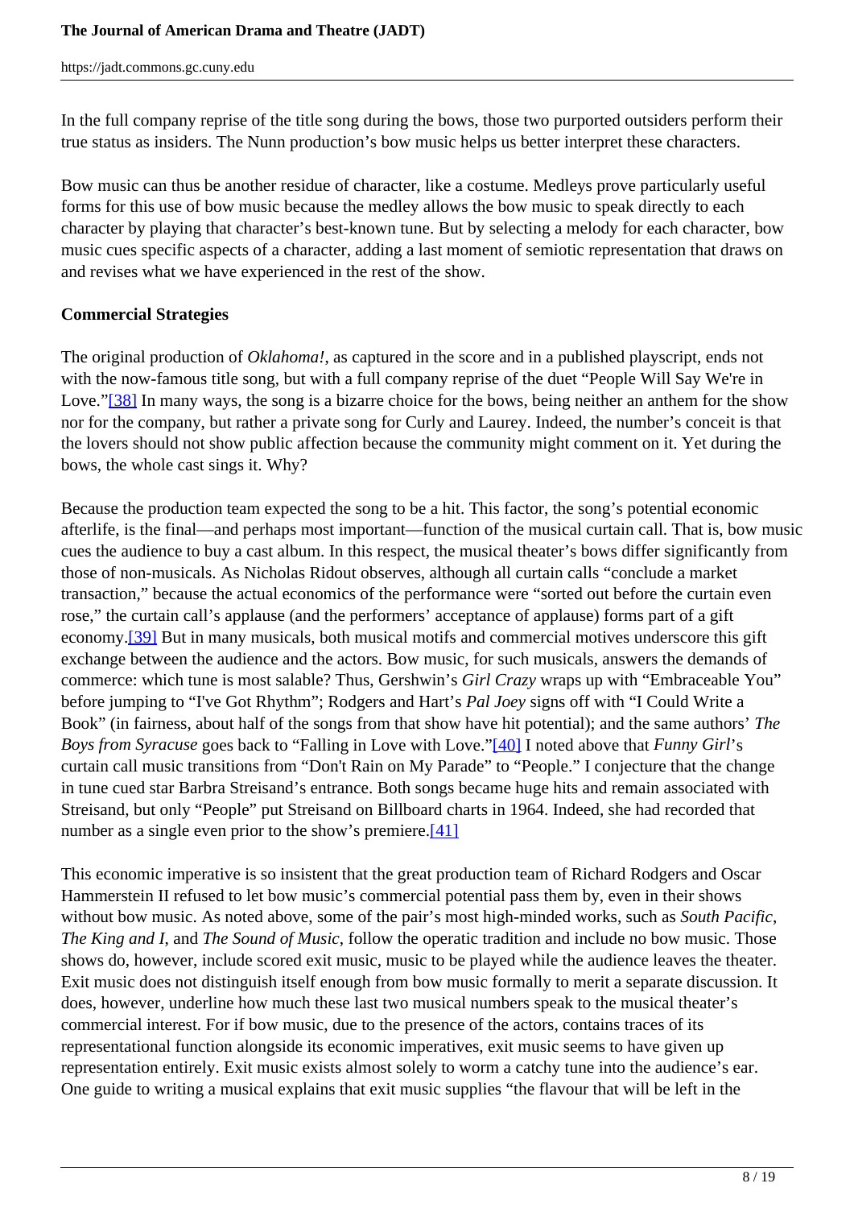In the full company reprise of the title song during the bows, those two purported outsiders perform their true status as insiders. The Nunn production's bow music helps us better interpret these characters.

Bow music can thus be another residue of character, like a costume. Medleys prove particularly useful forms for this use of bow music because the medley allows the bow music to speak directly to each character by playing that character's best-known tune. But by selecting a melody for each character, bow music cues specific aspects of a character, adding a last moment of semiotic representation that draws on and revises what we have experienced in the rest of the show.

**Commercial Strategies**

The original production of *Oklahoma!*, as captured in the score and in a published playscript, ends not with the now-famous title song, but with a full company reprise of the duet "People Will Say We're in Love."[38] In many ways, the song is a bizarre choice for the bows, being neither an anthem for the show nor for the company, but rather a private song for Curly and Laurey. Indeed, the number's conceit is that the lovers should not show public affection because the community might comment on it. Yet during the bows, the whole cast sings it. Why?

Because the production team expected the song to be a hit. This factor, the song's potential economic afterlife, is the final—and perhaps most important—function of the musical curtain call. That is, bow music cues the audience to buy a cast album. In this respect, the musical theater's bows differ significantly from those of non-musicals. As Nicholas Ridout observes, although all curtain calls "conclude a market transaction," because the actual economics of the performance were "sorted out before the curtain even rose," the curtain call's applause (and the performers' acceptance of applause) forms part of a gift economy.[39] But in many musicals, both musical motifs and commercial motives underscore this gift exchange between the audience and the actors. Bow music, for such musicals, answers the demands of commerce: which tune is most salable? Thus, Gershwin's *Girl Crazy* wraps up with "Embraceable You" before jumping to "I've Got Rhythm"; Rodgers and Hart's *Pal Joey* signs off with "I Could Write a Book" (in fairness, about half of the songs from that show have hit potential); and the same authors' *The Boys from Syracuse* goes back to "Falling in Love with Love."[40] I noted above that *Funny Girl*'s curtain call music transitions from "Don't Rain on My Parade" to "People." I conjecture that the change in tune cued star Barbra Streisand's entrance. Both songs became huge hits and remain associated with Streisand, but only "People" put Streisand on Billboard charts in 1964. Indeed, she had recorded that number as a single even prior to the show's premiere.[41]

This economic imperative is so insistent that the great production team of Richard Rodgers and Oscar Hammerstein II refused to let bow music's commercial potential pass them by, even in their shows without bow music. As noted above, some of the pair's most high-minded works, such as *South Pacific*, *The King and I*, and *The Sound of Music*, follow the operatic tradition and include no bow music. Those shows do, however, include scored exit music, music to be played while the audience leaves the theater. Exit music does not distinguish itself enough from bow music formally to merit a separate discussion. It does, however, underline how much these last two musical numbers speak to the musical theater's commercial interest. For if bow music, due to the presence of the actors, contains traces of its representational function alongside its economic imperatives, exit music seems to have given up representation entirely. Exit music exists almost solely to worm a catchy tune into the audience's ear. One guide to writing a musical explains that exit music supplies "the flavour that will be left in the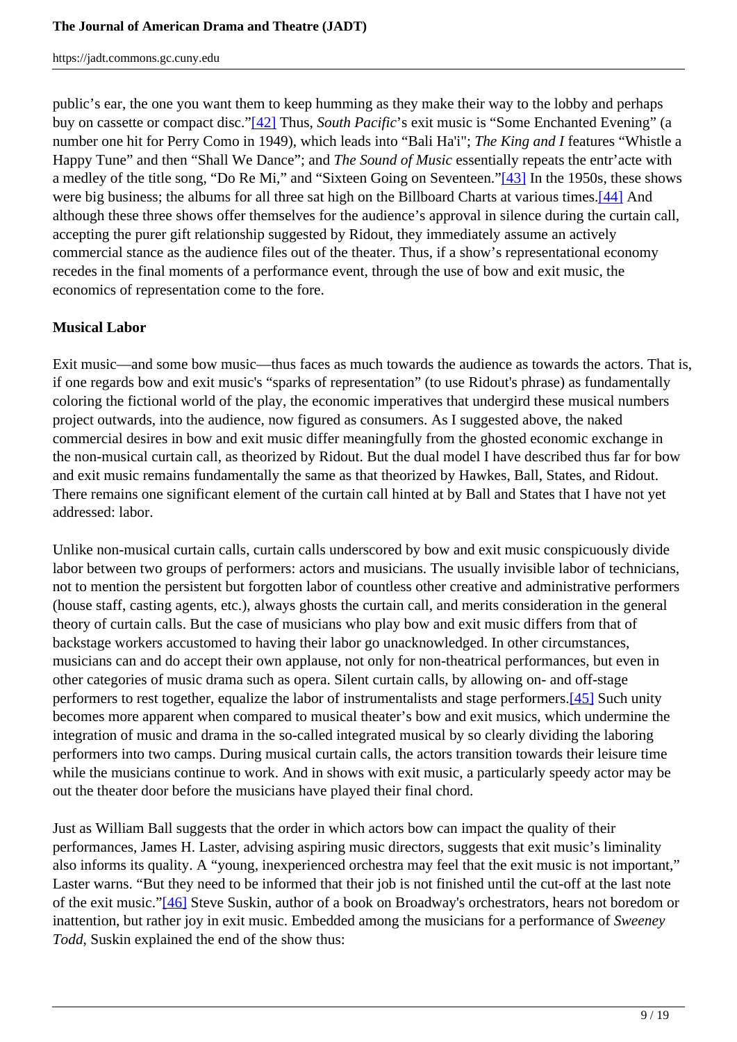public's ear, the one you want them to keep humming as they make their way to the lobby and perhaps buy on cassette or compact disc."[42] Thus, *South Pacific*'s exit music is "Some Enchanted Evening" (a number one hit for Perry Como in 1949), which leads into "Bali Ha'i"; *The King and I* features "Whistle a Happy Tune" and then "Shall We Dance"; and *The Sound of Music* essentially repeats the entr'acte with a medley of the title song, "Do Re Mi," and "Sixteen Going on Seventeen."[43] In the 1950s, these shows were big business; the albums for all three sat high on the Billboard Charts at various times.[44] And although these three shows offer themselves for the audience's approval in silence during the curtain call, accepting the purer gift relationship suggested by Ridout, they immediately assume an actively commercial stance as the audience files out of the theater. Thus, if a show's representational economy recedes in the final moments of a performance event, through the use of bow and exit music, the economics of representation come to the fore.

**Musical Labor**

Exit music—and some bow music—thus faces as much towards the audience as towards the actors. That is, if one regards bow and exit music's "sparks of representation" (to use Ridout's phrase) as fundamentally coloring the fictional world of the play, the economic imperatives that undergird these musical numbers project outwards, into the audience, now figured as consumers. As I suggested above, the naked commercial desires in bow and exit music differ meaningfully from the ghosted economic exchange in the non-musical curtain call, as theorized by Ridout. But the dual model I have described thus far for bow and exit music remains fundamentally the same as that theorized by Hawkes, Ball, States, and Ridout. There remains one significant element of the curtain call hinted at by Ball and States that I have not yet addressed: labor.

Unlike non-musical curtain calls, curtain calls underscored by bow and exit music conspicuously divide labor between two groups of performers: actors and musicians. The usually invisible labor of technicians, not to mention the persistent but forgotten labor of countless other creative and administrative performers (house staff, casting agents, etc.), always ghosts the curtain call, and merits consideration in the general theory of curtain calls. But the case of musicians who play bow and exit music differs from that of backstage workers accustomed to having their labor go unacknowledged. In other circumstances, musicians can and do accept their own applause, not only for non-theatrical performances, but even in other categories of music drama such as opera. Silent curtain calls, by allowing on- and off-stage performers to rest together, equalize the labor of instrumentalists and stage performers.[45] Such unity becomes more apparent when compared to musical theater's bow and exit musics, which undermine the integration of music and drama in the so-called integrated musical by so clearly dividing the laboring performers into two camps. During musical curtain calls, the actors transition towards their leisure time while the musicians continue to work. And in shows with exit music, a particularly speedy actor may be out the theater door before the musicians have played their final chord.

Just as William Ball suggests that the order in which actors bow can impact the quality of their performances, James H. Laster, advising aspiring music directors, suggests that exit music's liminality also informs its quality. A "young, inexperienced orchestra may feel that the exit music is not important," Laster warns. "But they need to be informed that their job is not finished until the cut-off at the last note of the exit music."[46] Steve Suskin, author of a book on Broadway's orchestrators, hears not boredom or inattention, but rather joy in exit music. Embedded among the musicians for a performance of *Sweeney Todd*, Suskin explained the end of the show thus: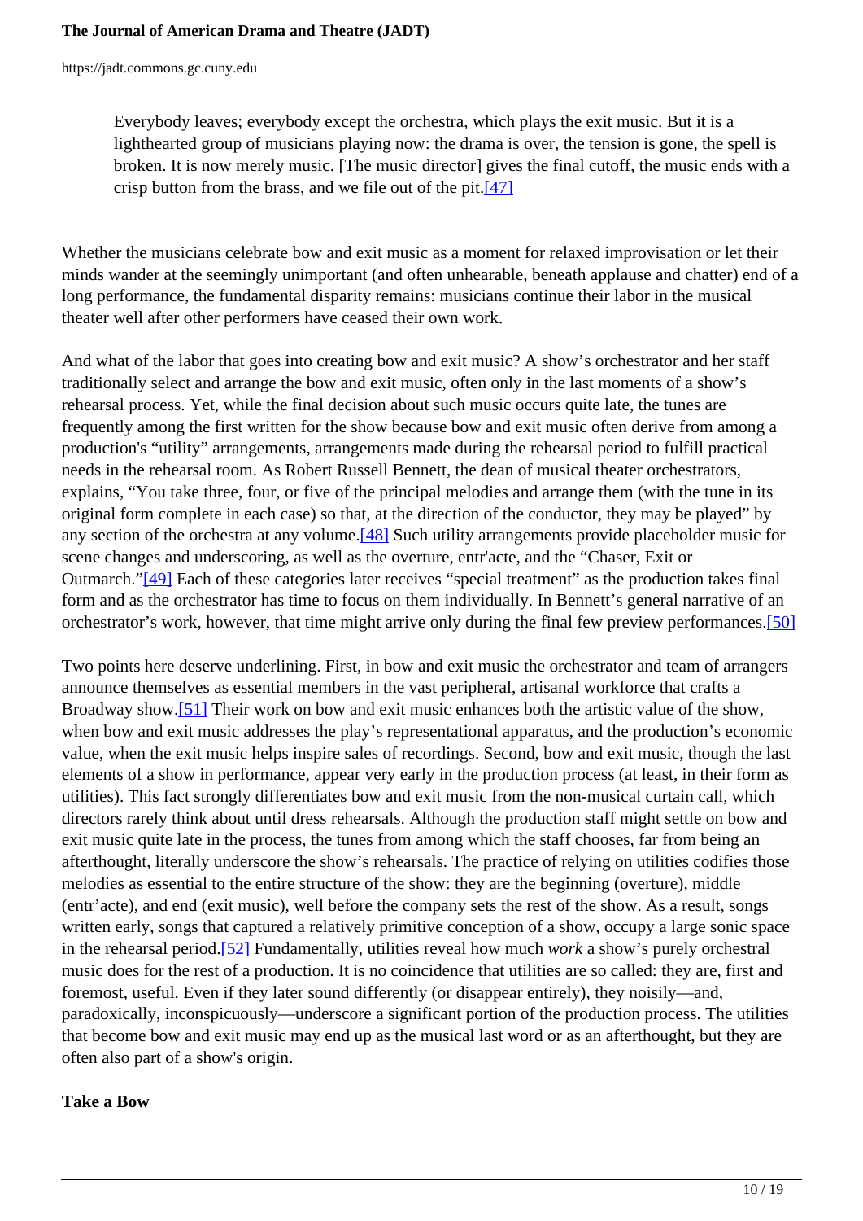> Everybody leaves; everybody except the orchestra, which plays the exit music. But it is a lighthearted group of musicians playing now: the drama is over, the tension is gone, the spell is broken. It is now merely music. [The music director] gives the final cutoff, the music ends with a crisp button from the brass, and we file out of the pit.[47]

Whether the musicians celebrate bow and exit music as a moment for relaxed improvisation or let their minds wander at the seemingly unimportant (and often unhearable, beneath applause and chatter) end of a long performance, the fundamental disparity remains: musicians continue their labor in the musical theater well after other performers have ceased their own work.

And what of the labor that goes into creating bow and exit music? A show's orchestrator and her staff traditionally select and arrange the bow and exit music, often only in the last moments of a show's rehearsal process. Yet, while the final decision about such music occurs quite late, the tunes are frequently among the first written for the show because bow and exit music often derive from among a production's "utility" arrangements, arrangements made during the rehearsal period to fulfill practical needs in the rehearsal room. As Robert Russell Bennett, the dean of musical theater orchestrators, explains, "You take three, four, or five of the principal melodies and arrange them (with the tune in its original form complete in each case) so that, at the direction of the conductor, they may be played" by any section of the orchestra at any volume.[48] Such utility arrangements provide placeholder music for scene changes and underscoring, as well as the overture, entr'acte, and the "Chaser, Exit or Outmarch."[49] Each of these categories later receives "special treatment" as the production takes final form and as the orchestrator has time to focus on them individually. In Bennett's general narrative of an orchestrator's work, however, that time might arrive only during the final few preview performances.[50]

Two points here deserve underlining. First, in bow and exit music the orchestrator and team of arrangers announce themselves as essential members in the vast peripheral, artisanal workforce that crafts a Broadway show.[51] Their work on bow and exit music enhances both the artistic value of the show, when bow and exit music addresses the play's representational apparatus, and the production's economic value, when the exit music helps inspire sales of recordings. Second, bow and exit music, though the last elements of a show in performance, appear very early in the production process (at least, in their form as utilities). This fact strongly differentiates bow and exit music from the non-musical curtain call, which directors rarely think about until dress rehearsals. Although the production staff might settle on bow and exit music quite late in the process, the tunes from among which the staff chooses, far from being an afterthought, literally underscore the show's rehearsals. The practice of relying on utilities codifies those melodies as essential to the entire structure of the show: they are the beginning (overture), middle (entr'acte), and end (exit music), well before the company sets the rest of the show. As a result, songs written early, songs that captured a relatively primitive conception of a show, occupy a large sonic space in the rehearsal period.[52] Fundamentally, utilities reveal how much *work* a show's purely orchestral music does for the rest of a production. It is no coincidence that utilities are so called: they are, first and foremost, useful. Even if they later sound differently (or disappear entirely), they noisily—and, paradoxically, inconspicuously—underscore a significant portion of the production process. The utilities that become bow and exit music may end up as the musical last word or as an afterthought, but they are often also part of a show's origin.

**Take a Bow**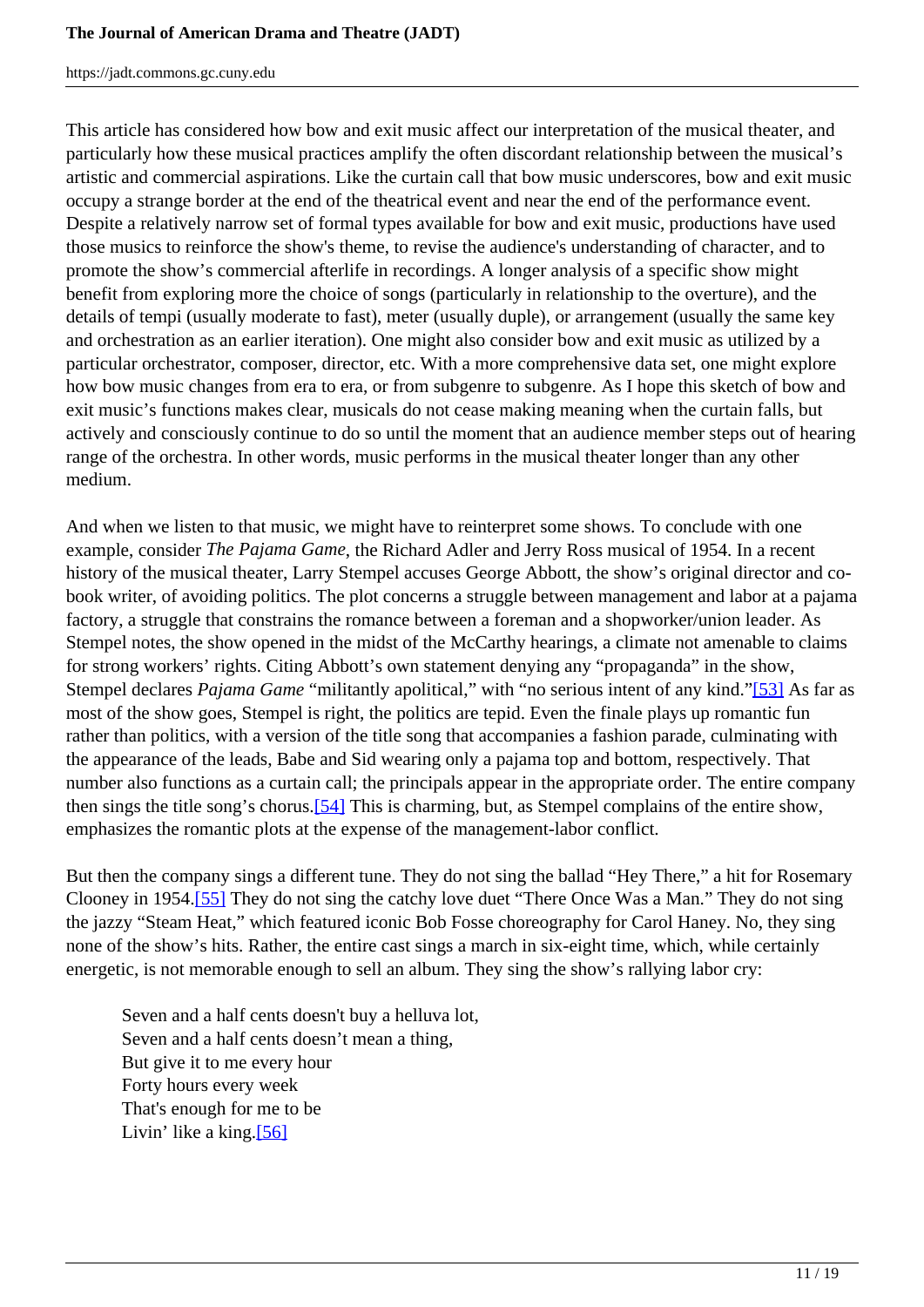This article has considered how bow and exit music affect our interpretation of the musical theater, and particularly how these musical practices amplify the often discordant relationship between the musical's artistic and commercial aspirations. Like the curtain call that bow music underscores, bow and exit music occupy a strange border at the end of the theatrical event and near the end of the performance event. Despite a relatively narrow set of formal types available for bow and exit music, productions have used those musics to reinforce the show's theme, to revise the audience's understanding of character, and to promote the show's commercial afterlife in recordings. A longer analysis of a specific show might benefit from exploring more the choice of songs (particularly in relationship to the overture), and the details of tempi (usually moderate to fast), meter (usually duple), or arrangement (usually the same key and orchestration as an earlier iteration). One might also consider bow and exit music as utilized by a particular orchestrator, composer, director, etc. With a more comprehensive data set, one might explore how bow music changes from era to era, or from subgenre to subgenre. As I hope this sketch of bow and exit music's functions makes clear, musicals do not cease making meaning when the curtain falls, but actively and consciously continue to do so until the moment that an audience member steps out of hearing range of the orchestra. In other words, music performs in the musical theater longer than any other medium.

And when we listen to that music, we might have to reinterpret some shows. To conclude with one example, consider *The Pajama Game*, the Richard Adler and Jerry Ross musical of 1954. In a recent history of the musical theater, Larry Stempel accuses George Abbott, the show's original director and co-book writer, of avoiding politics. The plot concerns a struggle between management and labor at a pajama factory, a struggle that constrains the romance between a foreman and a shopworker/union leader. As Stempel notes, the show opened in the midst of the McCarthy hearings, a climate not amenable to claims for strong workers' rights. Citing Abbott's own statement denying any "propaganda" in the show, Stempel declares *Pajama Game* "militantly apolitical," with "no serious intent of any kind."[53] As far as most of the show goes, Stempel is right, the politics are tepid. Even the finale plays up romantic fun rather than politics, with a version of the title song that accompanies a fashion parade, culminating with the appearance of the leads, Babe and Sid wearing only a pajama top and bottom, respectively. That number also functions as a curtain call; the principals appear in the appropriate order. The entire company then sings the title song's chorus.[54] This is charming, but, as Stempel complains of the entire show, emphasizes the romantic plots at the expense of the management-labor conflict.

But then the company sings a different tune. They do not sing the ballad "Hey There," a hit for Rosemary Clooney in 1954.[55] They do not sing the catchy love duet "There Once Was a Man." They do not sing the jazzy "Steam Heat," which featured iconic Bob Fosse choreography for Carol Haney. No, they sing none of the show's hits. Rather, the entire cast sings a march in six-eight time, which, while certainly energetic, is not memorable enough to sell an album. They sing the show's rallying labor cry:

> Seven and a half cents doesn't buy a helluva lot,
> Seven and a half cents doesn't mean a thing,
> But give it to me every hour
> Forty hours every week
> That's enough for me to be
> Livin' like a king.[56]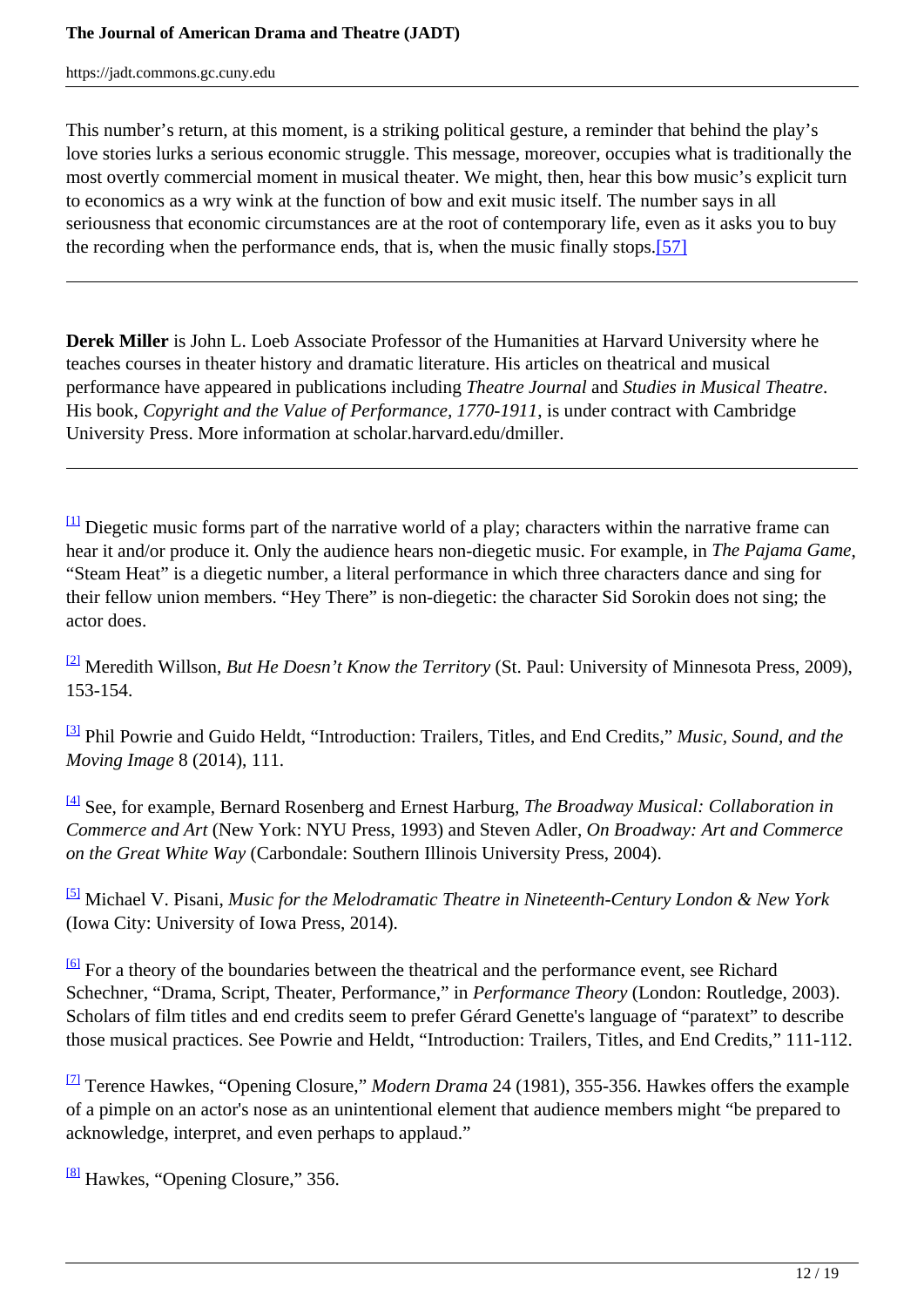This number's return, at this moment, is a striking political gesture, a reminder that behind the play's love stories lurks a serious economic struggle. This message, moreover, occupies what is traditionally the most overtly commercial moment in musical theater. We might, then, hear this bow music's explicit turn to economics as a wry wink at the function of bow and exit music itself. The number says in all seriousness that economic circumstances are at the root of contemporary life, even as it asks you to buy the recording when the performance ends, that is, when the music finally stops.[57]

---

**Derek Miller** is John L. Loeb Associate Professor of the Humanities at Harvard University where he teaches courses in theater history and dramatic literature. His articles on theatrical and musical performance have appeared in publications including *Theatre Journal* and *Studies in Musical Theatre*. His book, *Copyright and the Value of Performance, 1770-1911*, is under contract with Cambridge University Press. More information at scholar.harvard.edu/dmiller.

---

[1] Diegetic music forms part of the narrative world of a play; characters within the narrative frame can hear it and/or produce it. Only the audience hears non-diegetic music. For example, in *The Pajama Game*, "Steam Heat" is a diegetic number, a literal performance in which three characters dance and sing for their fellow union members. "Hey There" is non-diegetic: the character Sid Sorokin does not sing; the actor does.

[2] Meredith Willson, *But He Doesn't Know the Territory* (St. Paul: University of Minnesota Press, 2009), 153-154.

[3] Phil Powrie and Guido Heldt, "Introduction: Trailers, Titles, and End Credits," *Music, Sound, and the Moving Image* 8 (2014), 111.

[4] See, for example, Bernard Rosenberg and Ernest Harburg, *The Broadway Musical: Collaboration in Commerce and Art* (New York: NYU Press, 1993) and Steven Adler, *On Broadway: Art and Commerce on the Great White Way* (Carbondale: Southern Illinois University Press, 2004).

[5] Michael V. Pisani, *Music for the Melodramatic Theatre in Nineteenth-Century London & New York* (Iowa City: University of Iowa Press, 2014).

[6] For a theory of the boundaries between the theatrical and the performance event, see Richard Schechner, "Drama, Script, Theater, Performance," in *Performance Theory* (London: Routledge, 2003). Scholars of film titles and end credits seem to prefer Gérard Genette's language of "paratext" to describe those musical practices. See Powrie and Heldt, "Introduction: Trailers, Titles, and End Credits," 111-112.

[7] Terence Hawkes, "Opening Closure," *Modern Drama* 24 (1981), 355-356. Hawkes offers the example of a pimple on an actor's nose as an unintentional element that audience members might "be prepared to acknowledge, interpret, and even perhaps to applaud."

[8] Hawkes, "Opening Closure," 356.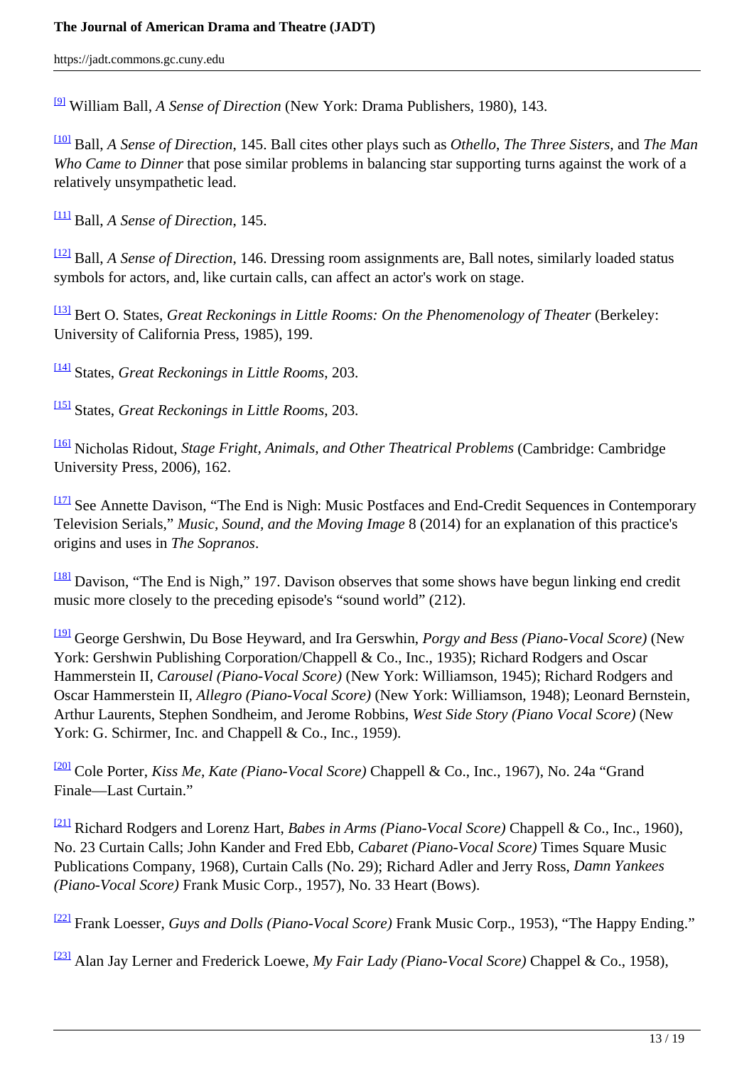[9] William Ball, *A Sense of Direction* (New York: Drama Publishers, 1980), 143.

[10] Ball, *A Sense of Direction*, 145. Ball cites other plays such as *Othello*, *The Three Sisters*, and *The Man Who Came to Dinner* that pose similar problems in balancing star supporting turns against the work of a relatively unsympathetic lead.

[11] Ball, *A Sense of Direction*, 145.

[12] Ball, *A Sense of Direction*, 146. Dressing room assignments are, Ball notes, similarly loaded status symbols for actors, and, like curtain calls, can affect an actor's work on stage.

[13] Bert O. States, *Great Reckonings in Little Rooms: On the Phenomenology of Theater* (Berkeley: University of California Press, 1985), 199.

[14] States, *Great Reckonings in Little Rooms*, 203.

[15] States, *Great Reckonings in Little Rooms*, 203.

[16] Nicholas Ridout, *Stage Fright, Animals, and Other Theatrical Problems* (Cambridge: Cambridge University Press, 2006), 162.

[17] See Annette Davison, "The End is Nigh: Music Postfaces and End-Credit Sequences in Contemporary Television Serials," *Music, Sound, and the Moving Image* 8 (2014) for an explanation of this practice's origins and uses in *The Sopranos*.

[18] Davison, "The End is Nigh," 197. Davison observes that some shows have begun linking end credit music more closely to the preceding episode's "sound world" (212).

[19] George Gershwin, Du Bose Heyward, and Ira Gerswhin, *Porgy and Bess (Piano-Vocal Score)* (New York: Gershwin Publishing Corporation/Chappell & Co., Inc., 1935); Richard Rodgers and Oscar Hammerstein II, *Carousel (Piano-Vocal Score)* (New York: Williamson, 1945); Richard Rodgers and Oscar Hammerstein II, *Allegro (Piano-Vocal Score)* (New York: Williamson, 1948); Leonard Bernstein, Arthur Laurents, Stephen Sondheim, and Jerome Robbins, *West Side Story (Piano Vocal Score)* (New York: G. Schirmer, Inc. and Chappell & Co., Inc., 1959).

[20] Cole Porter, *Kiss Me, Kate (Piano-Vocal Score)* Chappell & Co., Inc., 1967), No. 24a "Grand Finale—Last Curtain."

[21] Richard Rodgers and Lorenz Hart, *Babes in Arms (Piano-Vocal Score)* Chappell & Co., Inc., 1960), No. 23 Curtain Calls; John Kander and Fred Ebb, *Cabaret (Piano-Vocal Score)* Times Square Music Publications Company, 1968), Curtain Calls (No. 29); Richard Adler and Jerry Ross, *Damn Yankees (Piano-Vocal Score)* Frank Music Corp., 1957), No. 33 Heart (Bows).

[22] Frank Loesser, *Guys and Dolls (Piano-Vocal Score)* Frank Music Corp., 1953), "The Happy Ending."

[23] Alan Jay Lerner and Frederick Loewe, *My Fair Lady (Piano-Vocal Score)* Chappel & Co., 1958),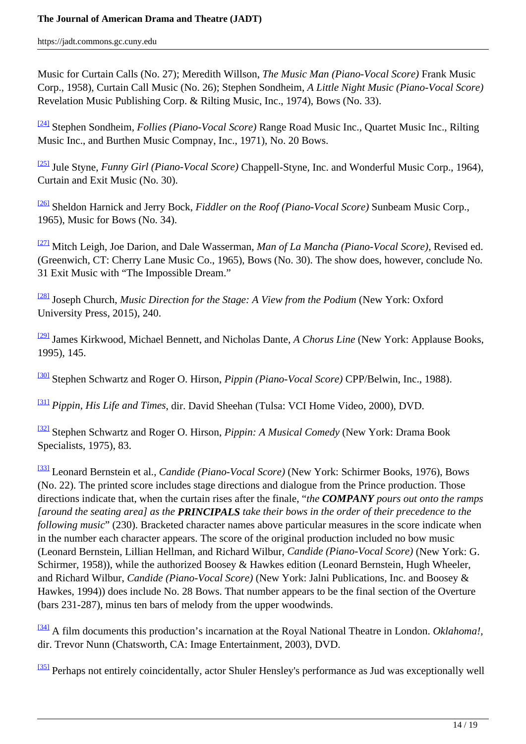Music for Curtain Calls (No. 27); Meredith Willson, *The Music Man (Piano-Vocal Score)* Frank Music Corp., 1958), Curtain Call Music (No. 26); Stephen Sondheim, *A Little Night Music (Piano-Vocal Score)* Revelation Music Publishing Corp. & Rilting Music, Inc., 1974), Bows (No. 33).

[24] Stephen Sondheim, *Follies (Piano-Vocal Score)* Range Road Music Inc., Quartet Music Inc., Rilting Music Inc., and Burthen Music Compnay, Inc., 1971), No. 20 Bows.

[25] Jule Styne, *Funny Girl (Piano-Vocal Score)* Chappell-Styne, Inc. and Wonderful Music Corp., 1964), Curtain and Exit Music (No. 30).

[26] Sheldon Harnick and Jerry Bock, *Fiddler on the Roof (Piano-Vocal Score)* Sunbeam Music Corp., 1965), Music for Bows (No. 34).

[27] Mitch Leigh, Joe Darion, and Dale Wasserman, *Man of La Mancha (Piano-Vocal Score)*, Revised ed. (Greenwich, CT: Cherry Lane Music Co., 1965), Bows (No. 30). The show does, however, conclude No. 31 Exit Music with "The Impossible Dream."

[28] Joseph Church, *Music Direction for the Stage: A View from the Podium* (New York: Oxford University Press, 2015), 240.

[29] James Kirkwood, Michael Bennett, and Nicholas Dante, *A Chorus Line* (New York: Applause Books, 1995), 145.

[30] Stephen Schwartz and Roger O. Hirson, *Pippin (Piano-Vocal Score)* CPP/Belwin, Inc., 1988).

[31] *Pippin, His Life and Times*, dir. David Sheehan (Tulsa: VCI Home Video, 2000), DVD.

[32] Stephen Schwartz and Roger O. Hirson, *Pippin: A Musical Comedy* (New York: Drama Book Specialists, 1975), 83.

[33] Leonard Bernstein et al., *Candide (Piano-Vocal Score)* (New York: Schirmer Books, 1976), Bows (No. 22). The printed score includes stage directions and dialogue from the Prince production. Those directions indicate that, when the curtain rises after the finale, "*the **COMPANY** pours out onto the ramps [around the seating area] as the **PRINCIPALS** take their bows in the order of their precedence to the following music*" (230). Bracketed character names above particular measures in the score indicate when in the number each character appears. The score of the original production included no bow music (Leonard Bernstein, Lillian Hellman, and Richard Wilbur, *Candide (Piano-Vocal Score)* (New York: G. Schirmer, 1958)), while the authorized Boosey & Hawkes edition (Leonard Bernstein, Hugh Wheeler, and Richard Wilbur, *Candide (Piano-Vocal Score)* (New York: Jalni Publications, Inc. and Boosey & Hawkes, 1994)) does include No. 28 Bows. That number appears to be the final section of the Overture (bars 231-287), minus ten bars of melody from the upper woodwinds.

[34] A film documents this production's incarnation at the Royal National Theatre in London. *Oklahoma!*, dir. Trevor Nunn (Chatsworth, CA: Image Entertainment, 2003), DVD.

[35] Perhaps not entirely coincidentally, actor Shuler Hensley's performance as Jud was exceptionally well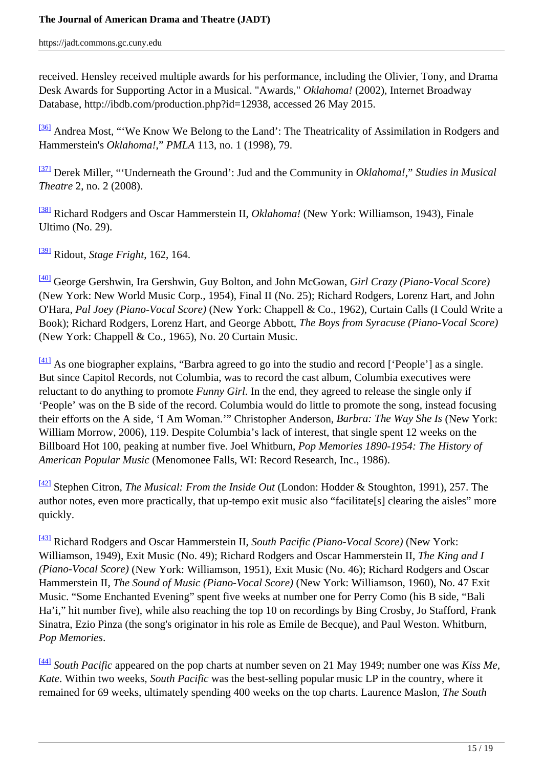received. Hensley received multiple awards for his performance, including the Olivier, Tony, and Drama Desk Awards for Supporting Actor in a Musical. "Awards," *Oklahoma!* (2002), Internet Broadway Database, http://ibdb.com/production.php?id=12938, accessed 26 May 2015.

[36] Andrea Most, "'We Know We Belong to the Land': The Theatricality of Assimilation in Rodgers and Hammerstein's *Oklahoma!*," *PMLA* 113, no. 1 (1998), 79.

[37] Derek Miller, "'Underneath the Ground': Jud and the Community in *Oklahoma!*," *Studies in Musical Theatre* 2, no. 2 (2008).

[38] Richard Rodgers and Oscar Hammerstein II, *Oklahoma!* (New York: Williamson, 1943), Finale Ultimo (No. 29).

[39] Ridout, *Stage Fright*, 162, 164.

[40] George Gershwin, Ira Gershwin, Guy Bolton, and John McGowan, *Girl Crazy (Piano-Vocal Score)* (New York: New World Music Corp., 1954), Final II (No. 25); Richard Rodgers, Lorenz Hart, and John O'Hara, *Pal Joey (Piano-Vocal Score)* (New York: Chappell & Co., 1962), Curtain Calls (I Could Write a Book); Richard Rodgers, Lorenz Hart, and George Abbott, *The Boys from Syracuse (Piano-Vocal Score)* (New York: Chappell & Co., 1965), No. 20 Curtain Music.

[41] As one biographer explains, "Barbra agreed to go into the studio and record ['People'] as a single. But since Capitol Records, not Columbia, was to record the cast album, Columbia executives were reluctant to do anything to promote *Funny Girl*. In the end, they agreed to release the single only if 'People' was on the B side of the record. Columbia would do little to promote the song, instead focusing their efforts on the A side, 'I Am Woman.'" Christopher Anderson, *Barbra: The Way She Is* (New York: William Morrow, 2006), 119. Despite Columbia's lack of interest, that single spent 12 weeks on the Billboard Hot 100, peaking at number five. Joel Whitburn, *Pop Memories 1890-1954: The History of American Popular Music* (Menomonee Falls, WI: Record Research, Inc., 1986).

[42] Stephen Citron, *The Musical: From the Inside Out* (London: Hodder & Stoughton, 1991), 257. The author notes, even more practically, that up-tempo exit music also "facilitate[s] clearing the aisles" more quickly.

[43] Richard Rodgers and Oscar Hammerstein II, *South Pacific (Piano-Vocal Score)* (New York: Williamson, 1949), Exit Music (No. 49); Richard Rodgers and Oscar Hammerstein II, *The King and I (Piano-Vocal Score)* (New York: Williamson, 1951), Exit Music (No. 46); Richard Rodgers and Oscar Hammerstein II, *The Sound of Music (Piano-Vocal Score)* (New York: Williamson, 1960), No. 47 Exit Music. "Some Enchanted Evening" spent five weeks at number one for Perry Como (his B side, "Bali Ha'i," hit number five), while also reaching the top 10 on recordings by Bing Crosby, Jo Stafford, Frank Sinatra, Ezio Pinza (the song's originator in his role as Emile de Becque), and Paul Weston. Whitburn, *Pop Memories*.

[44] *South Pacific* appeared on the pop charts at number seven on 21 May 1949; number one was *Kiss Me, Kate*. Within two weeks, *South Pacific* was the best-selling popular music LP in the country, where it remained for 69 weeks, ultimately spending 400 weeks on the top charts. Laurence Maslon, *The South*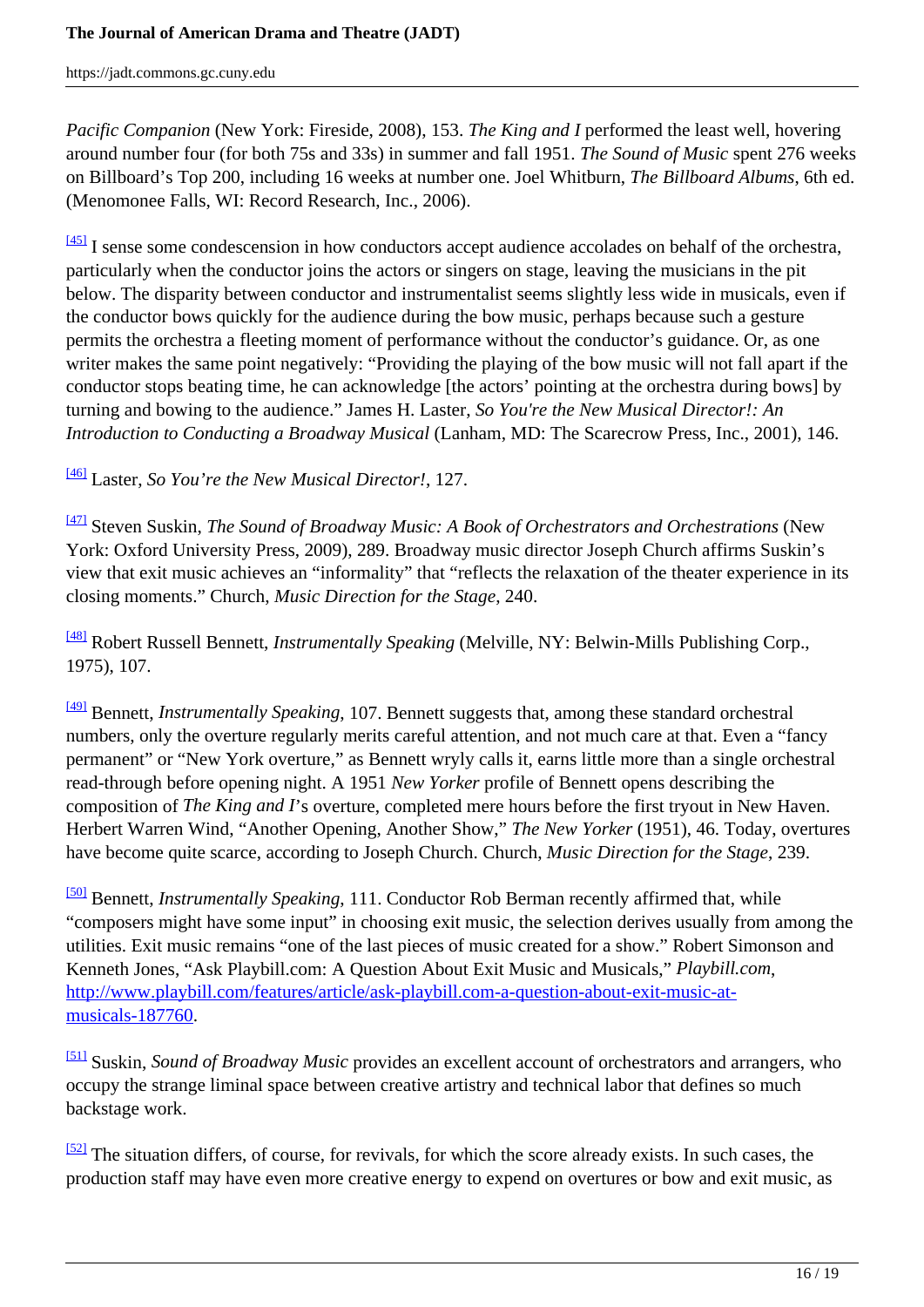*Pacific Companion* (New York: Fireside, 2008), 153. *The King and I* performed the least well, hovering around number four (for both 75s and 33s) in summer and fall 1951. *The Sound of Music* spent 276 weeks on Billboard's Top 200, including 16 weeks at number one. Joel Whitburn, *The Billboard Albums*, 6th ed. (Menomonee Falls, WI: Record Research, Inc., 2006).

[45] I sense some condescension in how conductors accept audience accolades on behalf of the orchestra, particularly when the conductor joins the actors or singers on stage, leaving the musicians in the pit below. The disparity between conductor and instrumentalist seems slightly less wide in musicals, even if the conductor bows quickly for the audience during the bow music, perhaps because such a gesture permits the orchestra a fleeting moment of performance without the conductor's guidance. Or, as one writer makes the same point negatively: "Providing the playing of the bow music will not fall apart if the conductor stops beating time, he can acknowledge [the actors' pointing at the orchestra during bows] by turning and bowing to the audience." James H. Laster, *So You're the New Musical Director!: An Introduction to Conducting a Broadway Musical* (Lanham, MD: The Scarecrow Press, Inc., 2001), 146.

[46] Laster, *So You're the New Musical Director!*, 127.

[47] Steven Suskin, *The Sound of Broadway Music: A Book of Orchestrators and Orchestrations* (New York: Oxford University Press, 2009), 289. Broadway music director Joseph Church affirms Suskin's view that exit music achieves an "informality" that "reflects the relaxation of the theater experience in its closing moments." Church, *Music Direction for the Stage*, 240.

[48] Robert Russell Bennett, *Instrumentally Speaking* (Melville, NY: Belwin-Mills Publishing Corp., 1975), 107.

[49] Bennett, *Instrumentally Speaking*, 107. Bennett suggests that, among these standard orchestral numbers, only the overture regularly merits careful attention, and not much care at that. Even a "fancy permanent" or "New York overture," as Bennett wryly calls it, earns little more than a single orchestral read-through before opening night. A 1951 *New Yorker* profile of Bennett opens describing the composition of *The King and I*'s overture, completed mere hours before the first tryout in New Haven. Herbert Warren Wind, "Another Opening, Another Show," *The New Yorker* (1951), 46. Today, overtures have become quite scarce, according to Joseph Church. Church, *Music Direction for the Stage*, 239.

[50] Bennett, *Instrumentally Speaking*, 111. Conductor Rob Berman recently affirmed that, while "composers might have some input" in choosing exit music, the selection derives usually from among the utilities. Exit music remains "one of the last pieces of music created for a show." Robert Simonson and Kenneth Jones, "Ask Playbill.com: A Question About Exit Music and Musicals," *Playbill.com*, [http://www.playbill.com/features/article/ask-playbill.com-a-question-about-exit-music-at-musicals-187760](http://www.playbill.com/features/article/ask-playbill.com-a-question-about-exit-music-at-musicals-187760).

[51] Suskin, *Sound of Broadway Music* provides an excellent account of orchestrators and arrangers, who occupy the strange liminal space between creative artistry and technical labor that defines so much backstage work.

[52] The situation differs, of course, for revivals, for which the score already exists. In such cases, the production staff may have even more creative energy to expend on overtures or bow and exit music, as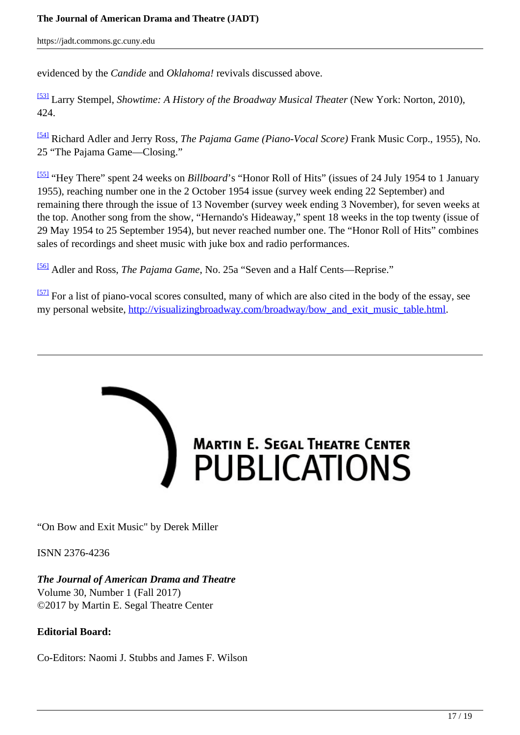evidenced by the *Candide* and *Oklahoma!* revivals discussed above.

[53] Larry Stempel, *Showtime: A History of the Broadway Musical Theater* (New York: Norton, 2010), 424.

[54] Richard Adler and Jerry Ross, *The Pajama Game (Piano-Vocal Score)* Frank Music Corp., 1955), No. 25 "The Pajama Game—Closing."

[55] "Hey There" spent 24 weeks on *Billboard*'s "Honor Roll of Hits" (issues of 24 July 1954 to 1 January 1955), reaching number one in the 2 October 1954 issue (survey week ending 22 September) and remaining there through the issue of 13 November (survey week ending 3 November), for seven weeks at the top. Another song from the show, "Hernando's Hideaway," spent 18 weeks in the top twenty (issue of 29 May 1954 to 25 September 1954), but never reached number one. The "Honor Roll of Hits" combines sales of recordings and sheet music with juke box and radio performances.

[56] Adler and Ross, *The Pajama Game*, No. 25a "Seven and a Half Cents—Reprise."

[57] For a list of piano-vocal scores consulted, many of which are also cited in the body of the essay, see my personal website, http://visualizingbroadway.com/broadway/bow_and_exit_music_table.html.

---

MARTIN E. SEGAL THEATRE CENTER
PUBLICATIONS

"On Bow and Exit Music" by Derek Miller

ISNN 2376-4236

***The Journal of American Drama and Theatre***
Volume 30, Number 1 (Fall 2017)
©2017 by Martin E. Segal Theatre Center

**Editorial Board:**

Co-Editors: Naomi J. Stubbs and James F. Wilson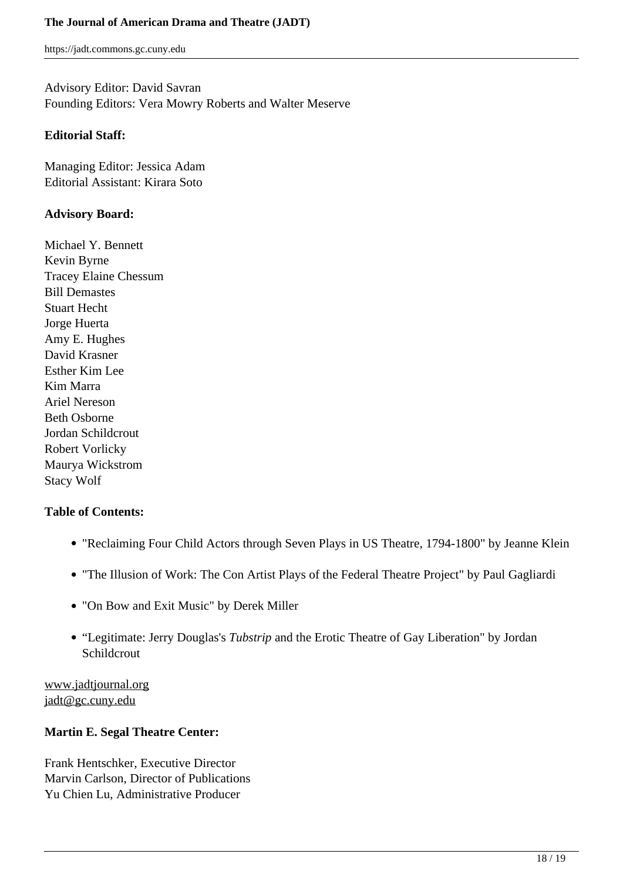Advisory Editor: David Savran
Founding Editors: Vera Mowry Roberts and Walter Meserve

**Editorial Staff:**

Managing Editor: Jessica Adam
Editorial Assistant: Kirara Soto

**Advisory Board:**

Michael Y. Bennett
Kevin Byrne
Tracey Elaine Chessum
Bill Demastes
Stuart Hecht
Jorge Huerta
Amy E. Hughes
David Krasner
Esther Kim Lee
Kim Marra
Ariel Nereson
Beth Osborne
Jordan Schildcrout
Robert Vorlicky
Maurya Wickstrom
Stacy Wolf

**Table of Contents:**

- "Reclaiming Four Child Actors through Seven Plays in US Theatre, 1794-1800" by Jeanne Klein
- "The Illusion of Work: The Con Artist Plays of the Federal Theatre Project" by Paul Gagliardi
- "On Bow and Exit Music" by Derek Miller
- "Legitimate: Jerry Douglas's *Tubstrip* and the Erotic Theatre of Gay Liberation" by Jordan Schildcrout

www.jadtjournal.org
jadt@gc.cuny.edu

**Martin E. Segal Theatre Center:**

Frank Hentschker, Executive Director
Marvin Carlson, Director of Publications
Yu Chien Lu, Administrative Producer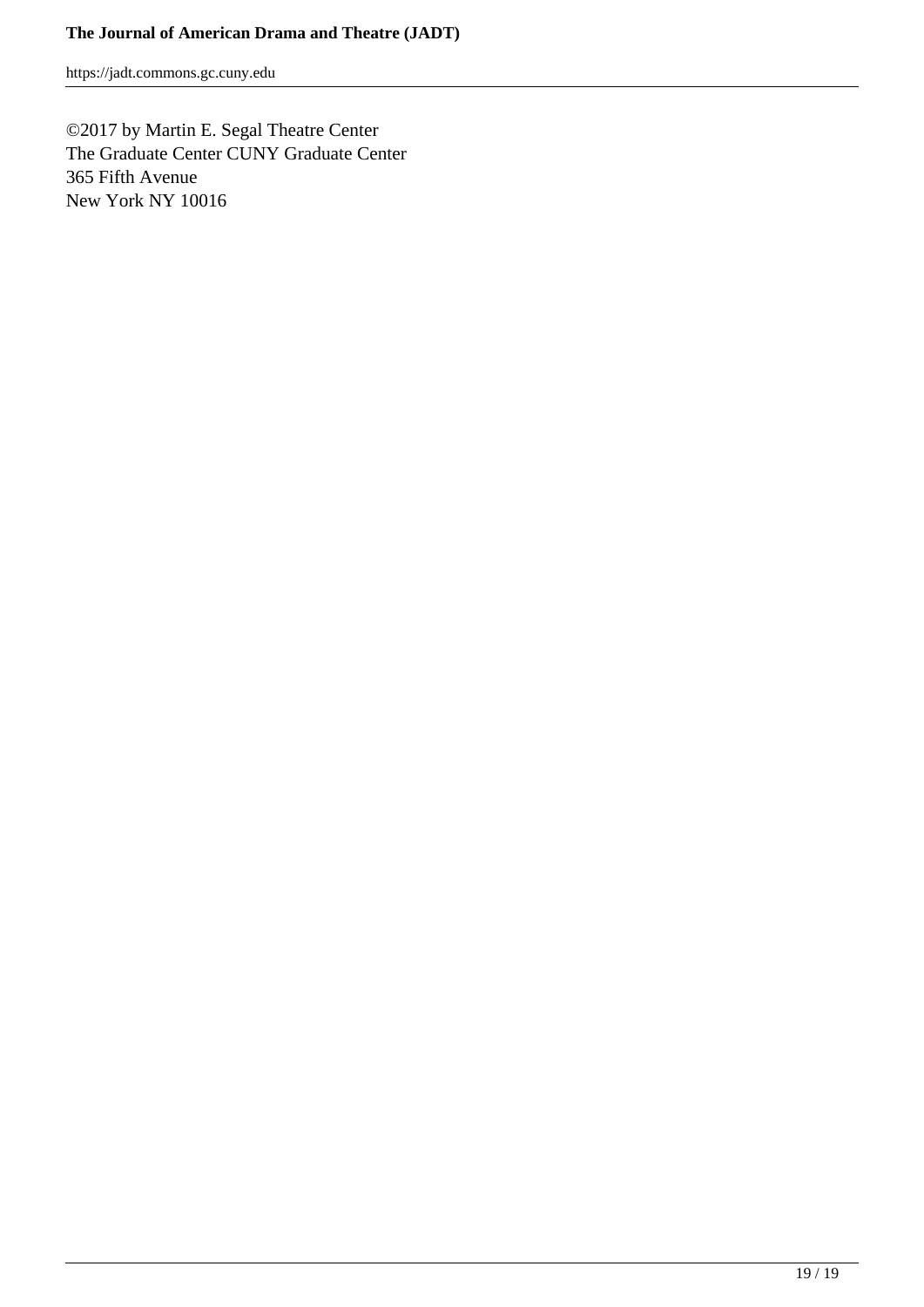©2017 by Martin E. Segal Theatre Center
The Graduate Center CUNY Graduate Center
365 Fifth Avenue
New York NY 10016